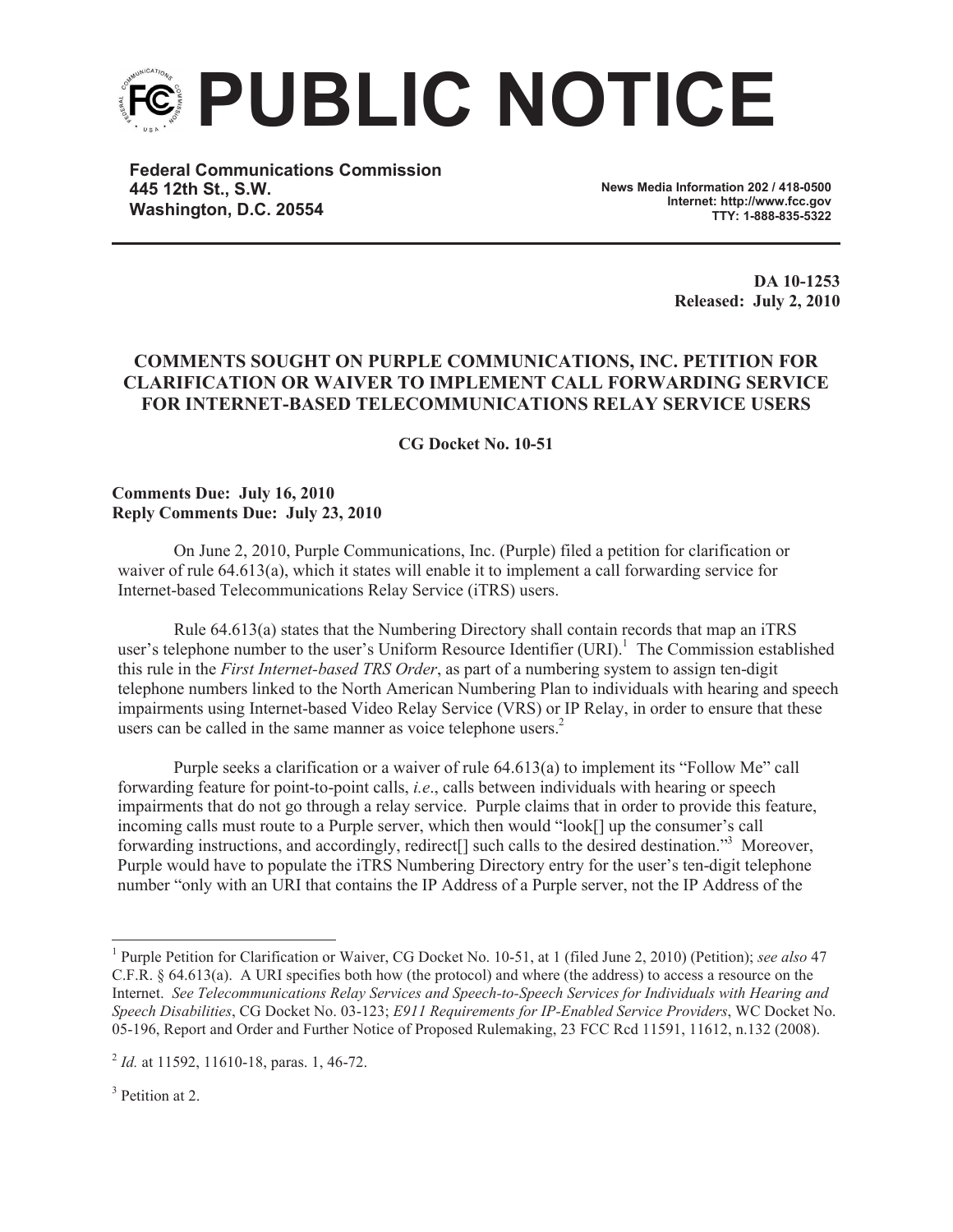# PUBLIC NOTICE

**Federal Communications Commission**
**445 12th St., S.W.**
**Washington, D.C. 20554**

**News Media Information 202 / 418-0500**
**Internet: http://www.fcc.gov**
**TTY: 1-888-835-5322**

**DA 10-1253**
**Released: July 2, 2010**

## COMMENTS SOUGHT ON PURPLE COMMUNICATIONS, INC. PETITION FOR CLARIFICATION OR WAIVER TO IMPLEMENT CALL FORWARDING SERVICE FOR INTERNET-BASED TELECOMMUNICATIONS RELAY SERVICE USERS

**CG Docket No. 10-51**

**Comments Due: July 16, 2010**
**Reply Comments Due: July 23, 2010**

On June 2, 2010, Purple Communications, Inc. (Purple) filed a petition for clarification or waiver of rule 64.613(a), which it states will enable it to implement a call forwarding service for Internet-based Telecommunications Relay Service (iTRS) users.

Rule 64.613(a) states that the Numbering Directory shall contain records that map an iTRS user's telephone number to the user's Uniform Resource Identifier (URI).[1] The Commission established this rule in the *First Internet-based TRS Order*, as part of a numbering system to assign ten-digit telephone numbers linked to the North American Numbering Plan to individuals with hearing and speech impairments using Internet-based Video Relay Service (VRS) or IP Relay, in order to ensure that these users can be called in the same manner as voice telephone users.[2]

Purple seeks a clarification or a waiver of rule 64.613(a) to implement its "Follow Me" call forwarding feature for point-to-point calls, *i.e.*, calls between individuals with hearing or speech impairments that do not go through a relay service. Purple claims that in order to provide this feature, incoming calls must route to a Purple server, which then would "look[] up the consumer's call forwarding instructions, and accordingly, redirect[] such calls to the desired destination."[3] Moreover, Purple would have to populate the iTRS Numbering Directory entry for the user's ten-digit telephone number "only with an URI that contains the IP Address of a Purple server, not the IP Address of the

---

[1] Purple Petition for Clarification or Waiver, CG Docket No. 10-51, at 1 (filed June 2, 2010) (Petition); *see also* 47 C.F.R. § 64.613(a). A URI specifies both how (the protocol) and where (the address) to access a resource on the Internet. *See Telecommunications Relay Services and Speech-to-Speech Services for Individuals with Hearing and Speech Disabilities*, CG Docket No. 03-123; *E911 Requirements for IP-Enabled Service Providers*, WC Docket No. 05-196, Report and Order and Further Notice of Proposed Rulemaking, 23 FCC Rcd 11591, 11612, n.132 (2008).

[2] *Id.* at 11592, 11610-18, paras. 1, 46-72.

[3] Petition at 2.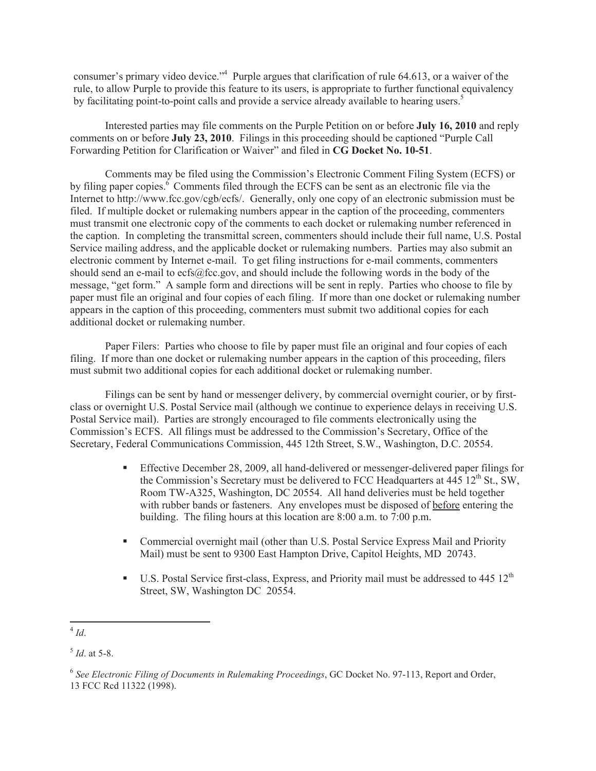consumer's primary video device."[4] Purple argues that clarification of rule 64.613, or a waiver of the rule, to allow Purple to provide this feature to its users, is appropriate to further functional equivalency by facilitating point-to-point calls and provide a service already available to hearing users.[5]

Interested parties may file comments on the Purple Petition on or before **July 16, 2010** and reply comments on or before **July 23, 2010**. Filings in this proceeding should be captioned "Purple Call Forwarding Petition for Clarification or Waiver" and filed in **CG Docket No. 10-51**.

Comments may be filed using the Commission's Electronic Comment Filing System (ECFS) or by filing paper copies.[6] Comments filed through the ECFS can be sent as an electronic file via the Internet to http://www.fcc.gov/cgb/ecfs/. Generally, only one copy of an electronic submission must be filed. If multiple docket or rulemaking numbers appear in the caption of the proceeding, commenters must transmit one electronic copy of the comments to each docket or rulemaking number referenced in the caption. In completing the transmittal screen, commenters should include their full name, U.S. Postal Service mailing address, and the applicable docket or rulemaking numbers. Parties may also submit an electronic comment by Internet e-mail. To get filing instructions for e-mail comments, commenters should send an e-mail to ecfs@fcc.gov, and should include the following words in the body of the message, "get form." A sample form and directions will be sent in reply. Parties who choose to file by paper must file an original and four copies of each filing. If more than one docket or rulemaking number appears in the caption of this proceeding, commenters must submit two additional copies for each additional docket or rulemaking number.

Paper Filers: Parties who choose to file by paper must file an original and four copies of each filing. If more than one docket or rulemaking number appears in the caption of this proceeding, filers must submit two additional copies for each additional docket or rulemaking number.

Filings can be sent by hand or messenger delivery, by commercial overnight courier, or by first-class or overnight U.S. Postal Service mail (although we continue to experience delays in receiving U.S. Postal Service mail). Parties are strongly encouraged to file comments electronically using the Commission's ECFS. All filings must be addressed to the Commission's Secretary, Office of the Secretary, Federal Communications Commission, 445 12th Street, S.W., Washington, D.C. 20554.

- Effective December 28, 2009, all hand-delivered or messenger-delivered paper filings for the Commission's Secretary must be delivered to FCC Headquarters at 445 12th St., SW, Room TW-A325, Washington, DC 20554. All hand deliveries must be held together with rubber bands or fasteners. Any envelopes must be disposed of before entering the building. The filing hours at this location are 8:00 a.m. to 7:00 p.m.
- Commercial overnight mail (other than U.S. Postal Service Express Mail and Priority Mail) must be sent to 9300 East Hampton Drive, Capitol Heights, MD 20743.
- U.S. Postal Service first-class, Express, and Priority mail must be addressed to 445 12th Street, SW, Washington DC 20554.

[4] *Id*.

[5] *Id*. at 5-8.

[6] *See Electronic Filing of Documents in Rulemaking Proceedings*, GC Docket No. 97-113, Report and Order, 13 FCC Rcd 11322 (1998).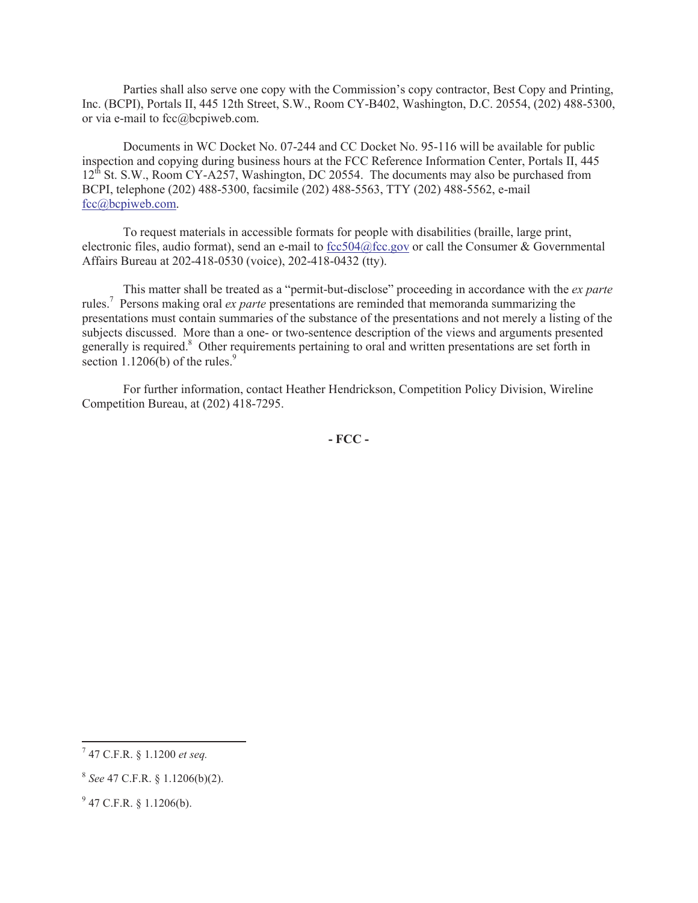Parties shall also serve one copy with the Commission's copy contractor, Best Copy and Printing, Inc. (BCPI), Portals II, 445 12th Street, S.W., Room CY-B402, Washington, D.C. 20554, (202) 488-5300, or via e-mail to fcc@bcpiweb.com.

Documents in WC Docket No. 07-244 and CC Docket No. 95-116 will be available for public inspection and copying during business hours at the FCC Reference Information Center, Portals II, 445 12th St. S.W., Room CY-A257, Washington, DC 20554. The documents may also be purchased from BCPI, telephone (202) 488-5300, facsimile (202) 488-5563, TTY (202) 488-5562, e-mail fcc@bcpiweb.com.

To request materials in accessible formats for people with disabilities (braille, large print, electronic files, audio format), send an e-mail to fcc504@fcc.gov or call the Consumer & Governmental Affairs Bureau at 202-418-0530 (voice), 202-418-0432 (tty).

This matter shall be treated as a "permit-but-disclose" proceeding in accordance with the *ex parte* rules.[7] Persons making oral *ex parte* presentations are reminded that memoranda summarizing the presentations must contain summaries of the substance of the presentations and not merely a listing of the subjects discussed. More than a one- or two-sentence description of the views and arguments presented generally is required.[8] Other requirements pertaining to oral and written presentations are set forth in section 1.1206(b) of the rules.[9]

For further information, contact Heather Hendrickson, Competition Policy Division, Wireline Competition Bureau, at (202) 418-7295.

**- FCC -**

---

[7] 47 C.F.R. § 1.1200 *et seq.*

[8] *See* 47 C.F.R. § 1.1206(b)(2).

[9] 47 C.F.R. § 1.1206(b).